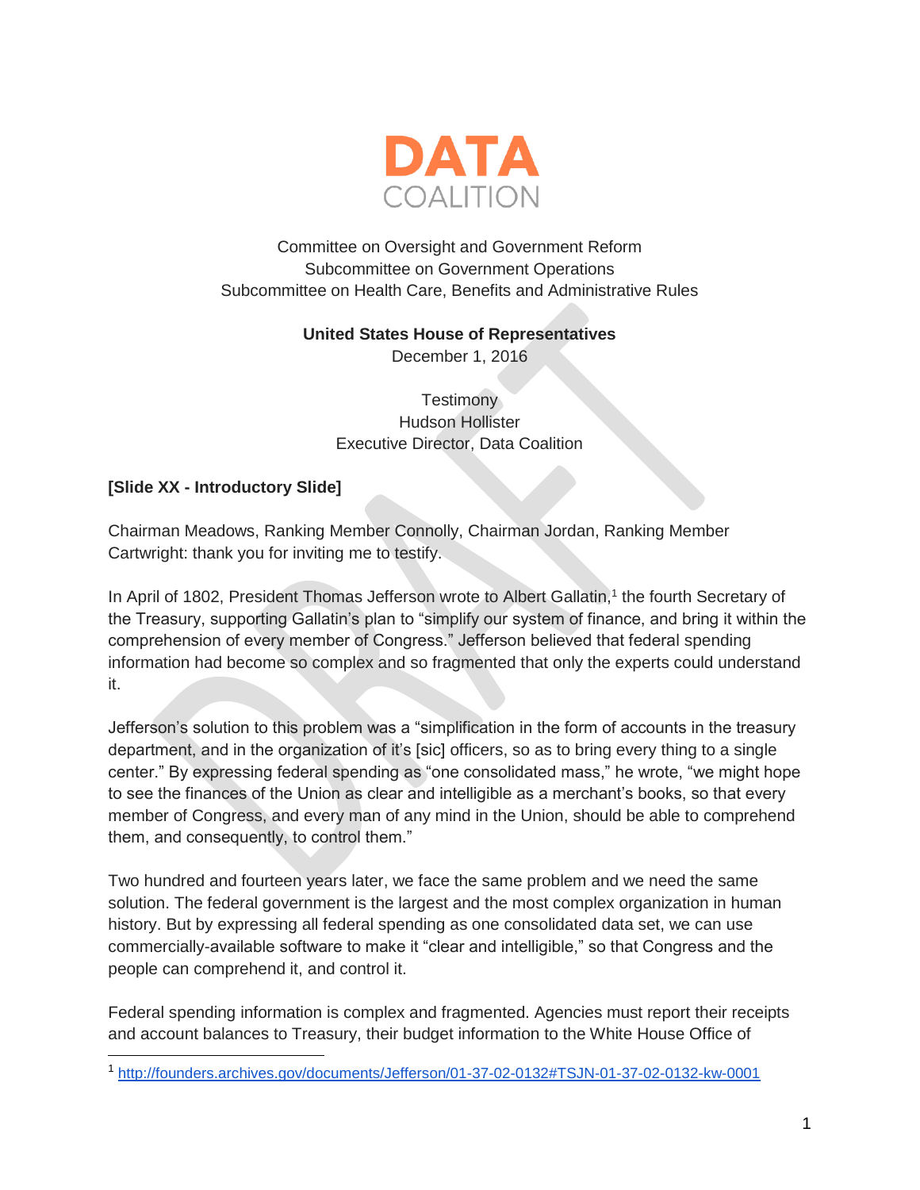# DATA COALITION

Committee on Oversight and Government Reform
Subcommittee on Government Operations
Subcommittee on Health Care, Benefits and Administrative Rules

**United States House of Representatives**
December 1, 2016

Testimony
Hudson Hollister
Executive Director, Data Coalition

**[Slide XX - Introductory Slide]**

Chairman Meadows, Ranking Member Connolly, Chairman Jordan, Ranking Member Cartwright: thank you for inviting me to testify.

In April of 1802, President Thomas Jefferson wrote to Albert Gallatin,[1] the fourth Secretary of the Treasury, supporting Gallatin's plan to "simplify our system of finance, and bring it within the comprehension of every member of Congress." Jefferson believed that federal spending information had become so complex and so fragmented that only the experts could understand it.

Jefferson's solution to this problem was a "simplification in the form of accounts in the treasury department, and in the organization of it's [sic] officers, so as to bring every thing to a single center." By expressing federal spending as "one consolidated mass," he wrote, "we might hope to see the finances of the Union as clear and intelligible as a merchant's books, so that every member of Congress, and every man of any mind in the Union, should be able to comprehend them, and consequently, to control them."

Two hundred and fourteen years later, we face the same problem and we need the same solution. The federal government is the largest and the most complex organization in human history. But by expressing all federal spending as one consolidated data set, we can use commercially-available software to make it "clear and intelligible," so that Congress and the people can comprehend it, and control it.

Federal spending information is complex and fragmented. Agencies must report their receipts and account balances to Treasury, their budget information to the White House Office of

---

[1] http://founders.archives.gov/documents/Jefferson/01-37-02-0132#TSJN-01-37-02-0132-kw-0001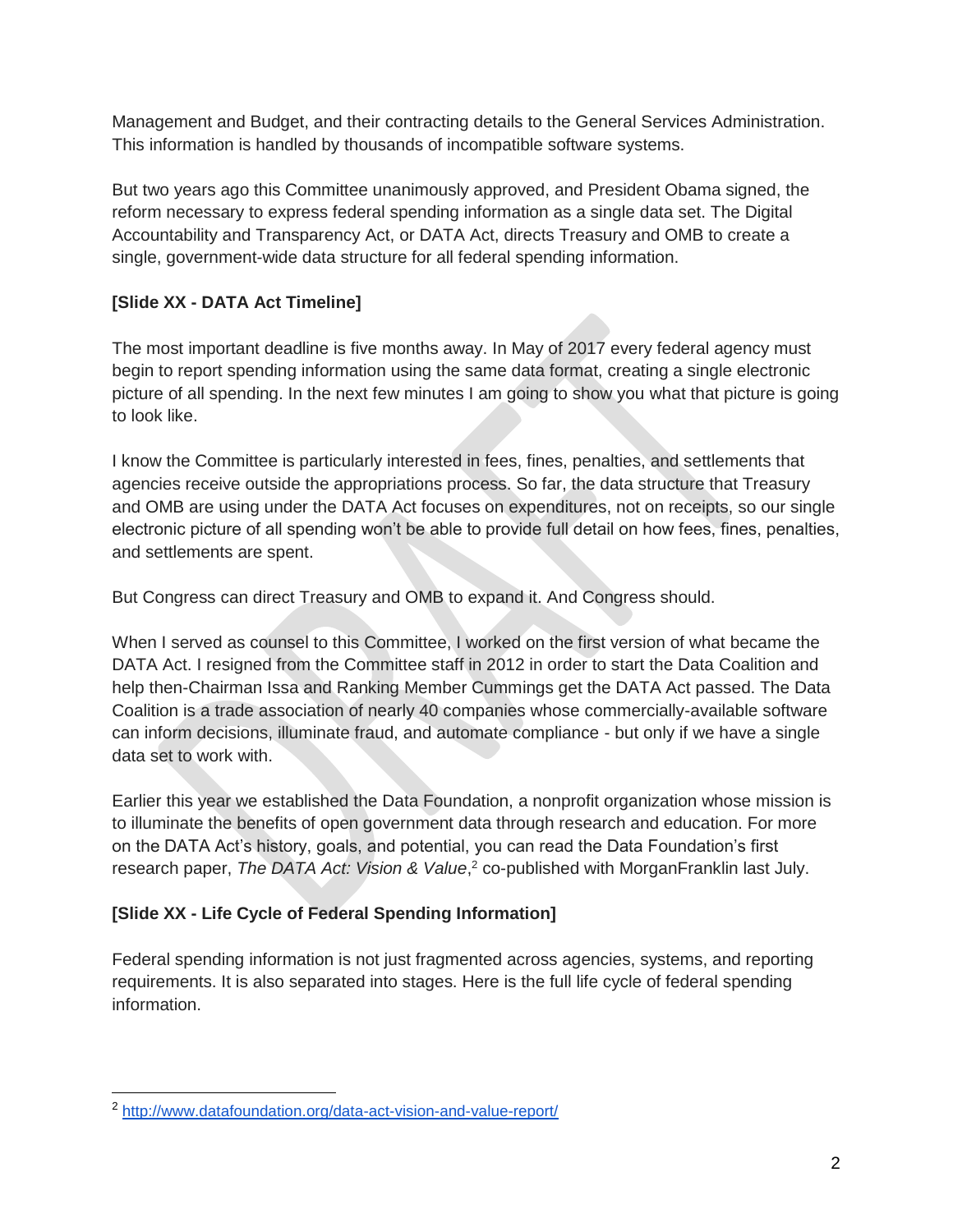Management and Budget, and their contracting details to the General Services Administration. This information is handled by thousands of incompatible software systems.

But two years ago this Committee unanimously approved, and President Obama signed, the reform necessary to express federal spending information as a single data set. The Digital Accountability and Transparency Act, or DATA Act, directs Treasury and OMB to create a single, government-wide data structure for all federal spending information.

**[Slide XX - DATA Act Timeline]**

The most important deadline is five months away. In May of 2017 every federal agency must begin to report spending information using the same data format, creating a single electronic picture of all spending. In the next few minutes I am going to show you what that picture is going to look like.

I know the Committee is particularly interested in fees, fines, penalties, and settlements that agencies receive outside the appropriations process. So far, the data structure that Treasury and OMB are using under the DATA Act focuses on expenditures, not on receipts, so our single electronic picture of all spending won't be able to provide full detail on how fees, fines, penalties, and settlements are spent.

But Congress can direct Treasury and OMB to expand it. And Congress should.

When I served as counsel to this Committee, I worked on the first version of what became the DATA Act. I resigned from the Committee staff in 2012 in order to start the Data Coalition and help then-Chairman Issa and Ranking Member Cummings get the DATA Act passed. The Data Coalition is a trade association of nearly 40 companies whose commercially-available software can inform decisions, illuminate fraud, and automate compliance - but only if we have a single data set to work with.

Earlier this year we established the Data Foundation, a nonprofit organization whose mission is to illuminate the benefits of open government data through research and education. For more on the DATA Act's history, goals, and potential, you can read the Data Foundation's first research paper, *The DATA Act: Vision & Value*,[2] co-published with MorganFranklin last July.

**[Slide XX - Life Cycle of Federal Spending Information]**

Federal spending information is not just fragmented across agencies, systems, and reporting requirements. It is also separated into stages. Here is the full life cycle of federal spending information.

---

[2] http://www.datafoundation.org/data-act-vision-and-value-report/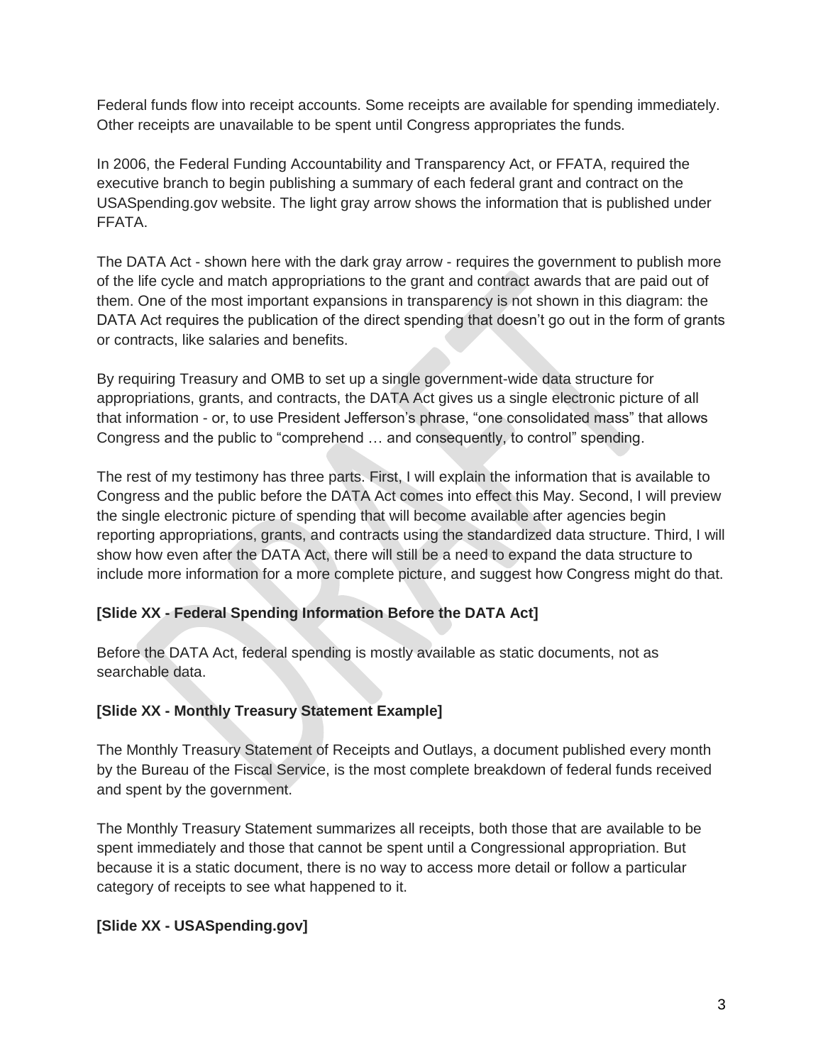Federal funds flow into receipt accounts. Some receipts are available for spending immediately. Other receipts are unavailable to be spent until Congress appropriates the funds.

In 2006, the Federal Funding Accountability and Transparency Act, or FFATA, required the executive branch to begin publishing a summary of each federal grant and contract on the USASpending.gov website. The light gray arrow shows the information that is published under FFATA.

The DATA Act - shown here with the dark gray arrow - requires the government to publish more of the life cycle and match appropriations to the grant and contract awards that are paid out of them. One of the most important expansions in transparency is not shown in this diagram: the DATA Act requires the publication of the direct spending that doesn't go out in the form of grants or contracts, like salaries and benefits.

By requiring Treasury and OMB to set up a single government-wide data structure for appropriations, grants, and contracts, the DATA Act gives us a single electronic picture of all that information - or, to use President Jefferson's phrase, "one consolidated mass" that allows Congress and the public to "comprehend … and consequently, to control" spending.

The rest of my testimony has three parts. First, I will explain the information that is available to Congress and the public before the DATA Act comes into effect this May. Second, I will preview the single electronic picture of spending that will become available after agencies begin reporting appropriations, grants, and contracts using the standardized data structure. Third, I will show how even after the DATA Act, there will still be a need to expand the data structure to include more information for a more complete picture, and suggest how Congress might do that.

**[Slide XX - Federal Spending Information Before the DATA Act]**

Before the DATA Act, federal spending is mostly available as static documents, not as searchable data.

**[Slide XX - Monthly Treasury Statement Example]**

The Monthly Treasury Statement of Receipts and Outlays, a document published every month by the Bureau of the Fiscal Service, is the most complete breakdown of federal funds received and spent by the government.

The Monthly Treasury Statement summarizes all receipts, both those that are available to be spent immediately and those that cannot be spent until a Congressional appropriation. But because it is a static document, there is no way to access more detail or follow a particular category of receipts to see what happened to it.

**[Slide XX - USASpending.gov]**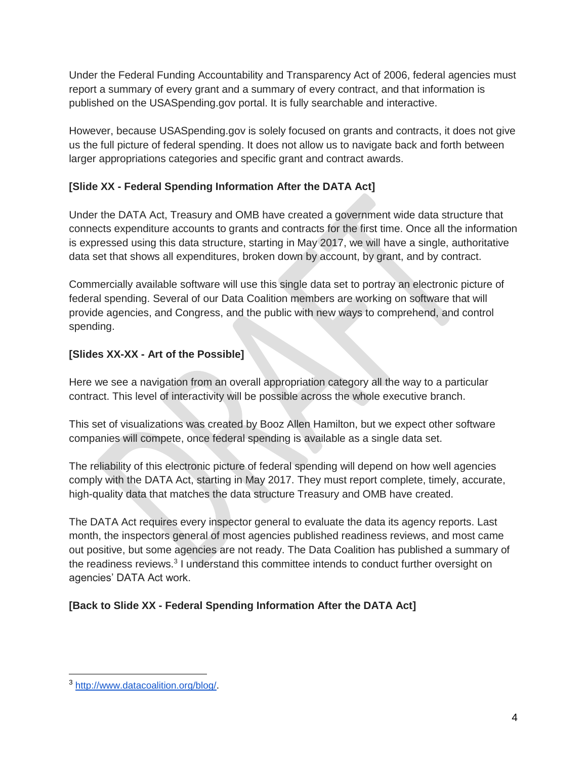Under the Federal Funding Accountability and Transparency Act of 2006, federal agencies must report a summary of every grant and a summary of every contract, and that information is published on the USASpending.gov portal. It is fully searchable and interactive.

However, because USASpending.gov is solely focused on grants and contracts, it does not give us the full picture of federal spending. It does not allow us to navigate back and forth between larger appropriations categories and specific grant and contract awards.

**[Slide XX - Federal Spending Information After the DATA Act]**

Under the DATA Act, Treasury and OMB have created a government wide data structure that connects expenditure accounts to grants and contracts for the first time. Once all the information is expressed using this data structure, starting in May 2017, we will have a single, authoritative data set that shows all expenditures, broken down by account, by grant, and by contract.

Commercially available software will use this single data set to portray an electronic picture of federal spending. Several of our Data Coalition members are working on software that will provide agencies, and Congress, and the public with new ways to comprehend, and control spending.

**[Slides XX-XX - Art of the Possible]**

Here we see a navigation from an overall appropriation category all the way to a particular contract. This level of interactivity will be possible across the whole executive branch.

This set of visualizations was created by Booz Allen Hamilton, but we expect other software companies will compete, once federal spending is available as a single data set.

The reliability of this electronic picture of federal spending will depend on how well agencies comply with the DATA Act, starting in May 2017. They must report complete, timely, accurate, high-quality data that matches the data structure Treasury and OMB have created.

The DATA Act requires every inspector general to evaluate the data its agency reports. Last month, the inspectors general of most agencies published readiness reviews, and most came out positive, but some agencies are not ready. The Data Coalition has published a summary of the readiness reviews.[3] I understand this committee intends to conduct further oversight on agencies' DATA Act work.

**[Back to Slide XX - Federal Spending Information After the DATA Act]**

---

[3] http://www.datacoalition.org/blog/.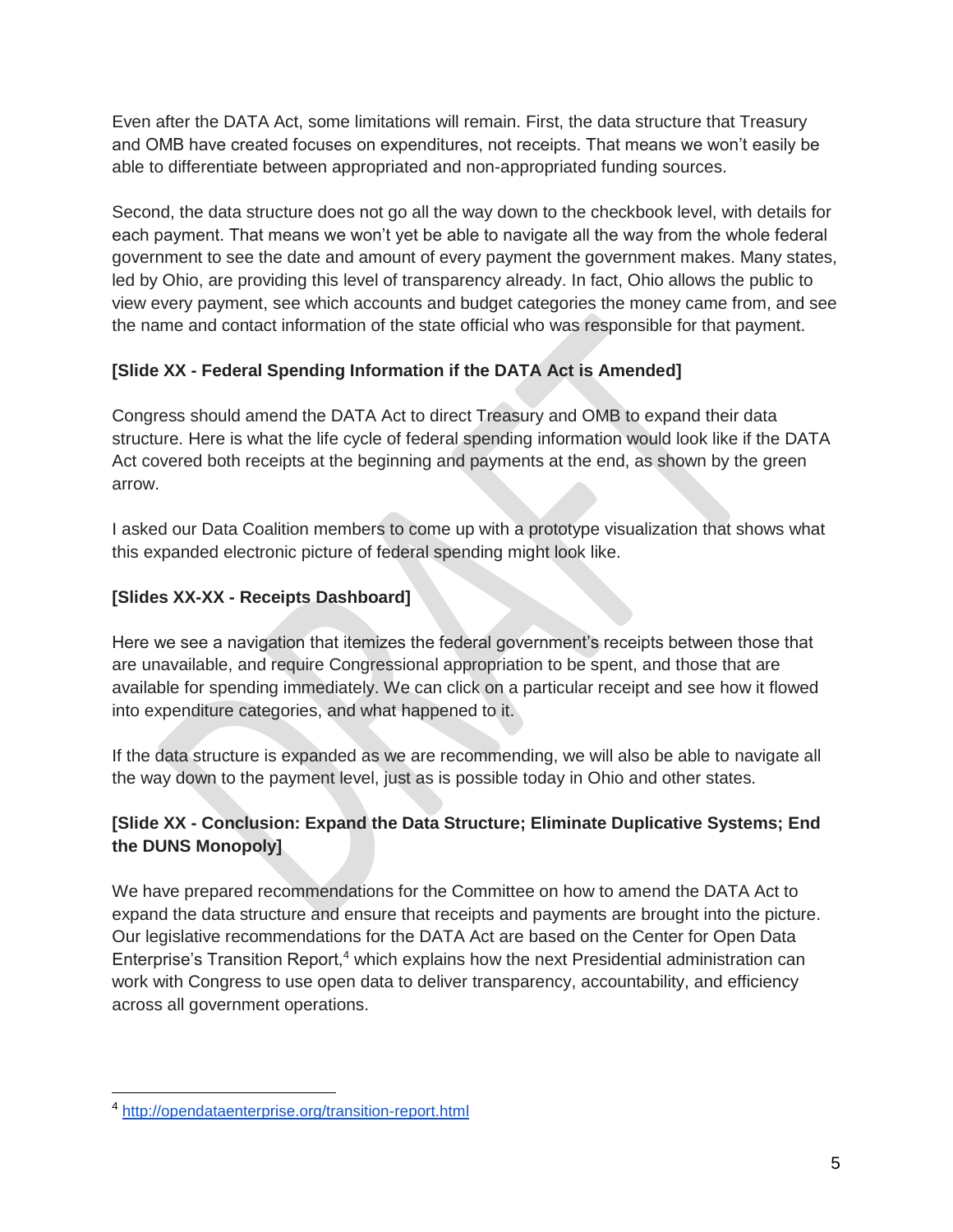Even after the DATA Act, some limitations will remain. First, the data structure that Treasury and OMB have created focuses on expenditures, not receipts. That means we won't easily be able to differentiate between appropriated and non-appropriated funding sources.

Second, the data structure does not go all the way down to the checkbook level, with details for each payment. That means we won't yet be able to navigate all the way from the whole federal government to see the date and amount of every payment the government makes. Many states, led by Ohio, are providing this level of transparency already. In fact, Ohio allows the public to view every payment, see which accounts and budget categories the money came from, and see the name and contact information of the state official who was responsible for that payment.

**[Slide XX - Federal Spending Information if the DATA Act is Amended]**

Congress should amend the DATA Act to direct Treasury and OMB to expand their data structure. Here is what the life cycle of federal spending information would look like if the DATA Act covered both receipts at the beginning and payments at the end, as shown by the green arrow.

I asked our Data Coalition members to come up with a prototype visualization that shows what this expanded electronic picture of federal spending might look like.

**[Slides XX-XX - Receipts Dashboard]**

Here we see a navigation that itemizes the federal government's receipts between those that are unavailable, and require Congressional appropriation to be spent, and those that are available for spending immediately. We can click on a particular receipt and see how it flowed into expenditure categories, and what happened to it.

If the data structure is expanded as we are recommending, we will also be able to navigate all the way down to the payment level, just as is possible today in Ohio and other states.

**[Slide XX - Conclusion: Expand the Data Structure; Eliminate Duplicative Systems; End the DUNS Monopoly]**

We have prepared recommendations for the Committee on how to amend the DATA Act to expand the data structure and ensure that receipts and payments are brought into the picture. Our legislative recommendations for the DATA Act are based on the Center for Open Data Enterprise's Transition Report,[4] which explains how the next Presidential administration can work with Congress to use open data to deliver transparency, accountability, and efficiency across all government operations.

[4] http://opendataenterprise.org/transition-report.html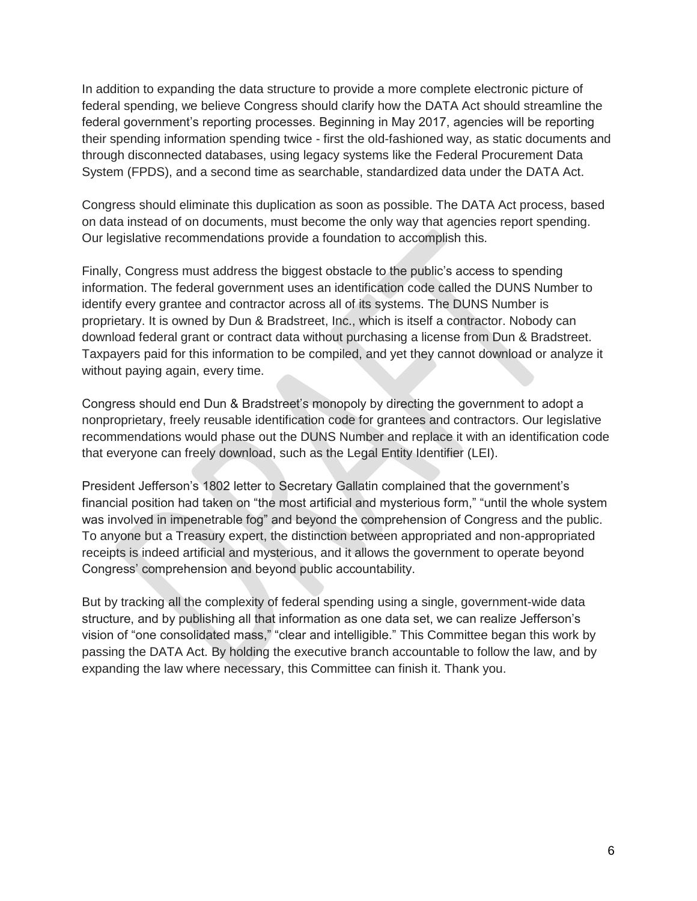In addition to expanding the data structure to provide a more complete electronic picture of federal spending, we believe Congress should clarify how the DATA Act should streamline the federal government's reporting processes. Beginning in May 2017, agencies will be reporting their spending information spending twice - first the old-fashioned way, as static documents and through disconnected databases, using legacy systems like the Federal Procurement Data System (FPDS), and a second time as searchable, standardized data under the DATA Act.

Congress should eliminate this duplication as soon as possible. The DATA Act process, based on data instead of on documents, must become the only way that agencies report spending. Our legislative recommendations provide a foundation to accomplish this.

Finally, Congress must address the biggest obstacle to the public's access to spending information. The federal government uses an identification code called the DUNS Number to identify every grantee and contractor across all of its systems. The DUNS Number is proprietary. It is owned by Dun & Bradstreet, Inc., which is itself a contractor. Nobody can download federal grant or contract data without purchasing a license from Dun & Bradstreet. Taxpayers paid for this information to be compiled, and yet they cannot download or analyze it without paying again, every time.

Congress should end Dun & Bradstreet's monopoly by directing the government to adopt a nonproprietary, freely reusable identification code for grantees and contractors. Our legislative recommendations would phase out the DUNS Number and replace it with an identification code that everyone can freely download, such as the Legal Entity Identifier (LEI).

President Jefferson's 1802 letter to Secretary Gallatin complained that the government's financial position had taken on "the most artificial and mysterious form," "until the whole system was involved in impenetrable fog" and beyond the comprehension of Congress and the public. To anyone but a Treasury expert, the distinction between appropriated and non-appropriated receipts is indeed artificial and mysterious, and it allows the government to operate beyond Congress' comprehension and beyond public accountability.

But by tracking all the complexity of federal spending using a single, government-wide data structure, and by publishing all that information as one data set, we can realize Jefferson's vision of "one consolidated mass," "clear and intelligible." This Committee began this work by passing the DATA Act. By holding the executive branch accountable to follow the law, and by expanding the law where necessary, this Committee can finish it. Thank you.